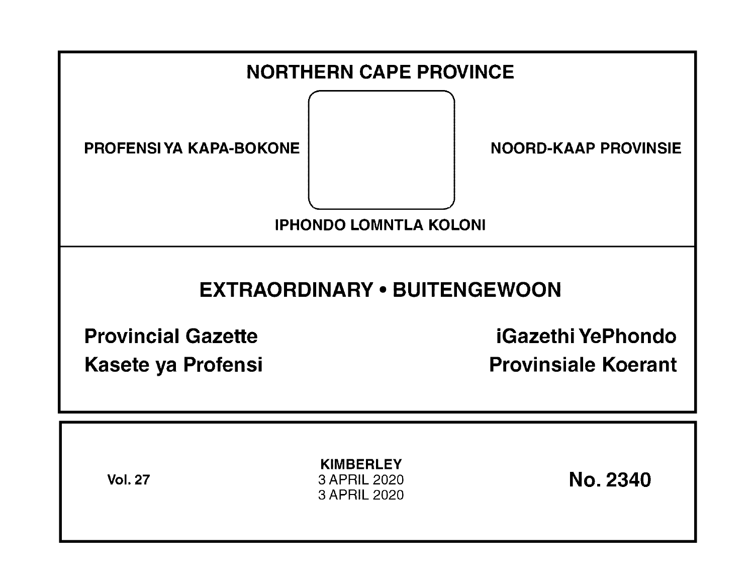# NORTHERN CAPE PROVINCE

PROFENSI YA KAPA-BOKONE

NOORD-KAAP PROVINSIE

IPHONDO LOMNTLA KOLONI

## EXTRAORDINARY • BUITENGEWOON

**Provincial Gazette**

**iGazethi YePhondo**

**Kasete ya Profensi**

**Provinsiale Koerant**

**Vol. 27**

**KIMBERLEY**
3 APRIL 2020
3 APRIL 2020

**No. 2340**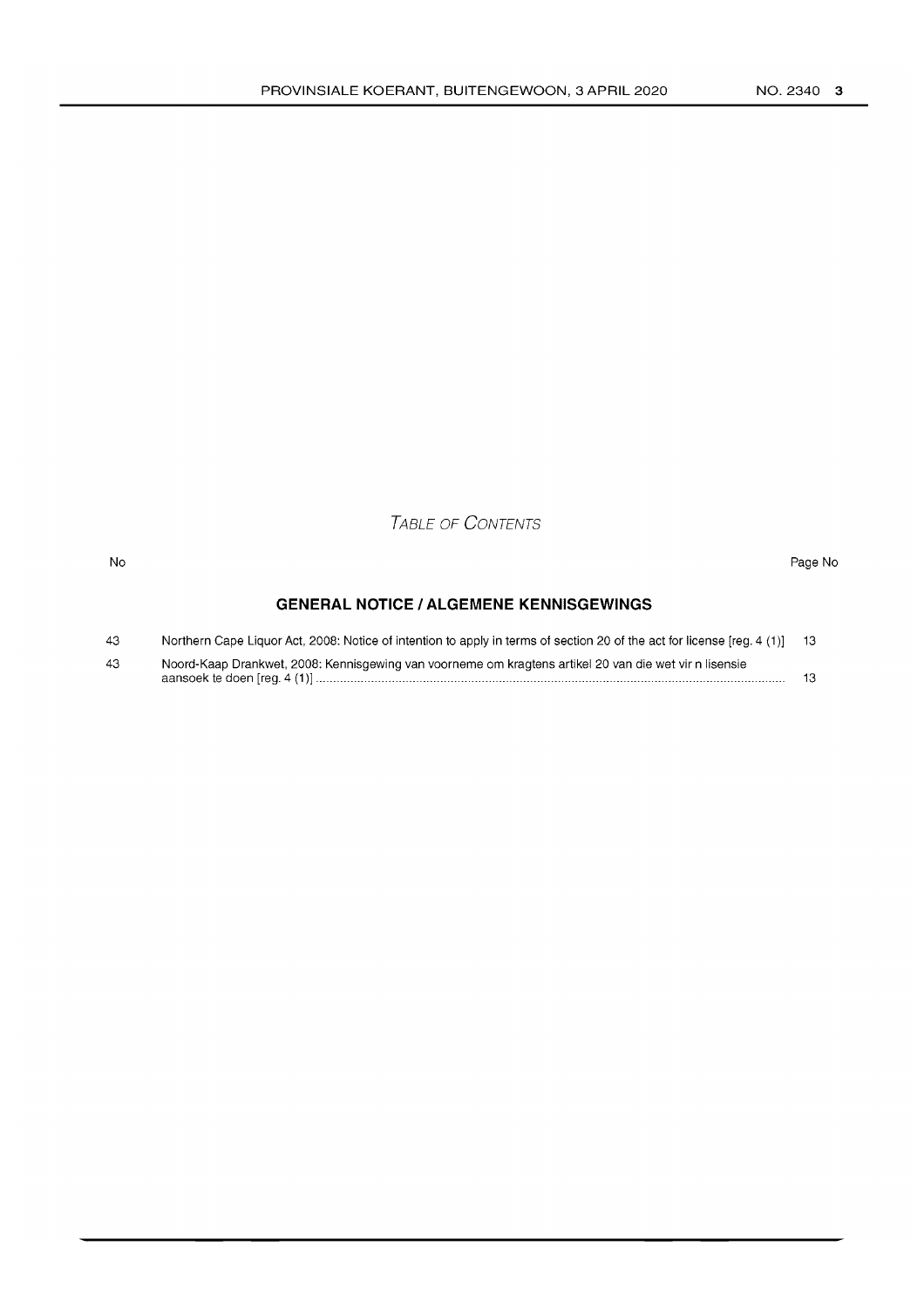*Table of Contents*

| No | | Page No |
|---|---|---|
| | **GENERAL NOTICE / ALGEMENE KENNISGEWINGS** | |
| 43 | Northern Cape Liquor Act, 2008: Notice of intention to apply in terms of section 20 of the act for license [reg. 4 (1)] | 13 |
| 43 | Noord-Kaap Drankwet, 2008: Kennisgewing van voorneme om kragtens artikel 20 van die wet vir n lisensie aansoek te doen [reg. 4 (1)] | 13 |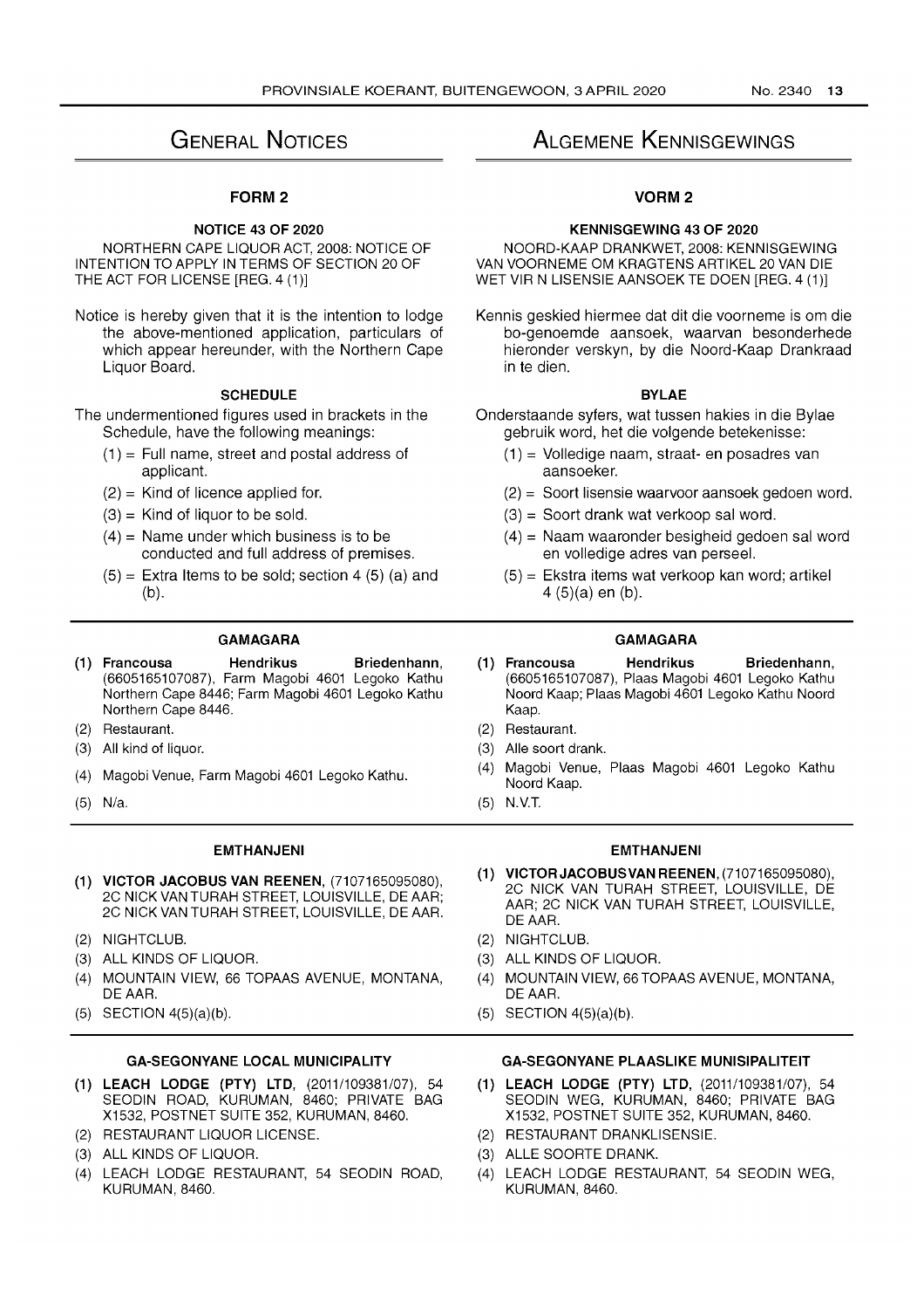# General Notices

## FORM 2

### NOTICE 43 OF 2020

NORTHERN CAPE LIQUOR ACT, 2008: NOTICE OF INTENTION TO APPLY IN TERMS OF SECTION 20 OF THE ACT FOR LICENSE [REG. 4 (1)]

Notice is hereby given that it is the intention to lodge the above-mentioned application, particulars of which appear hereunder, with the Northern Cape Liquor Board.

### SCHEDULE

The undermentioned figures used in brackets in the Schedule, have the following meanings:

(1) = Full name, street and postal address of applicant.

(2) = Kind of licence applied for.

(3) = Kind of liquor to be sold.

(4) = Name under which business is to be conducted and full address of premises.

(5) = Extra Items to be sold; section 4 (5) (a) and (b).

#### GAMAGARA

(1) **Francousa Hendrikus Briedenhann**, (6605165107087), Farm Magobi 4601 Legoko Kathu Northern Cape 8446; Farm Magobi 4601 Legoko Kathu Northern Cape 8446.

(2) Restaurant.

(3) All kind of liquor.

(4) Magobi Venue, Farm Magobi 4601 Legoko Kathu.

(5) N/a.

#### EMTHANJENI

(1) **VICTOR JACOBUS VAN REENEN**, (7107165095080), 2C NICK VAN TURAH STREET, LOUISVILLE, DE AAR; 2C NICK VAN TURAH STREET, LOUISVILLE, DE AAR.

(2) NIGHTCLUB.

(3) ALL KINDS OF LIQUOR.

(4) MOUNTAIN VIEW, 66 TOPAAS AVENUE, MONTANA, DE AAR.

(5) SECTION 4(5)(a)(b).

#### GA-SEGONYANE LOCAL MUNICIPALITY

(1) **LEACH LODGE (PTY) LTD**, (2011/109381/07), 54 SEODIN ROAD, KURUMAN, 8460; PRIVATE BAG X1532, POSTNET SUITE 352, KURUMAN, 8460.

(2) RESTAURANT LIQUOR LICENSE.

(3) ALL KINDS OF LIQUOR.

(4) LEACH LODGE RESTAURANT, 54 SEODIN ROAD, KURUMAN, 8460.

# Algemene Kennisgewings

## VORM 2

### KENNISGEWING 43 OF 2020

NOORD-KAAP DRANKWET, 2008: KENNISGEWING VAN VOORNEME OM KRAGTENS ARTIKEL 20 VAN DIE WET VIR N LISENSIE AANSOEK TE DOEN [REG. 4 (1)]

Kennis geskied hiermee dat dit die voorneme is om die bo-genoemde aansoek, waarvan besonderhede hieronder verskyn, by die Noord-Kaap Drankraad in te dien.

### BYLAE

Onderstaande syfers, wat tussen hakies in die Bylae gebruik word, het die volgende betekenisse:

(1) = Volledige naam, straat- en posadres van aansoeker.

(2) = Soort lisensie waarvoor aansoek gedoen word.

(3) = Soort drank wat verkoop sal word.

(4) = Naam waaronder besigheid gedoen sal word en volledige adres van perseel.

(5) = Ekstra items wat verkoop kan word; artikel 4 (5)(a) en (b).

#### GAMAGARA

(1) **Francousa Hendrikus Briedenhann**, (6605165107087), Plaas Magobi 4601 Legoko Kathu Noord Kaap; Plaas Magobi 4601 Legoko Kathu Noord Kaap.

(2) Restaurant.

(3) Alle soort drank.

(4) Magobi Venue, Plaas Magobi 4601 Legoko Kathu Noord Kaap.

(5) N.V.T.

#### EMTHANJENI

(1) **VICTOR JACOBUS VAN REENEN**, (7107165095080), 2C NICK VAN TURAH STREET, LOUISVILLE, DE AAR; 2C NICK VAN TURAH STREET, LOUISVILLE, DE AAR.

(2) NIGHTCLUB.

(3) ALL KINDS OF LIQUOR.

(4) MOUNTAIN VIEW, 66 TOPAAS AVENUE, MONTANA, DE AAR.

(5) SECTION 4(5)(a)(b).

#### GA-SEGONYANE PLAASLIKE MUNISIPALITEIT

(1) **LEACH LODGE (PTY) LTD**, (2011/109381/07), 54 SEODIN WEG, KURUMAN, 8460; PRIVATE BAG X1532, POSTNET SUITE 352, KURUMAN, 8460.

(2) RESTAURANT DRANKLISENSIE.

(3) ALLE SOORTE DRANK.

(4) LEACH LODGE RESTAURANT, 54 SEODIN WEG, KURUMAN, 8460.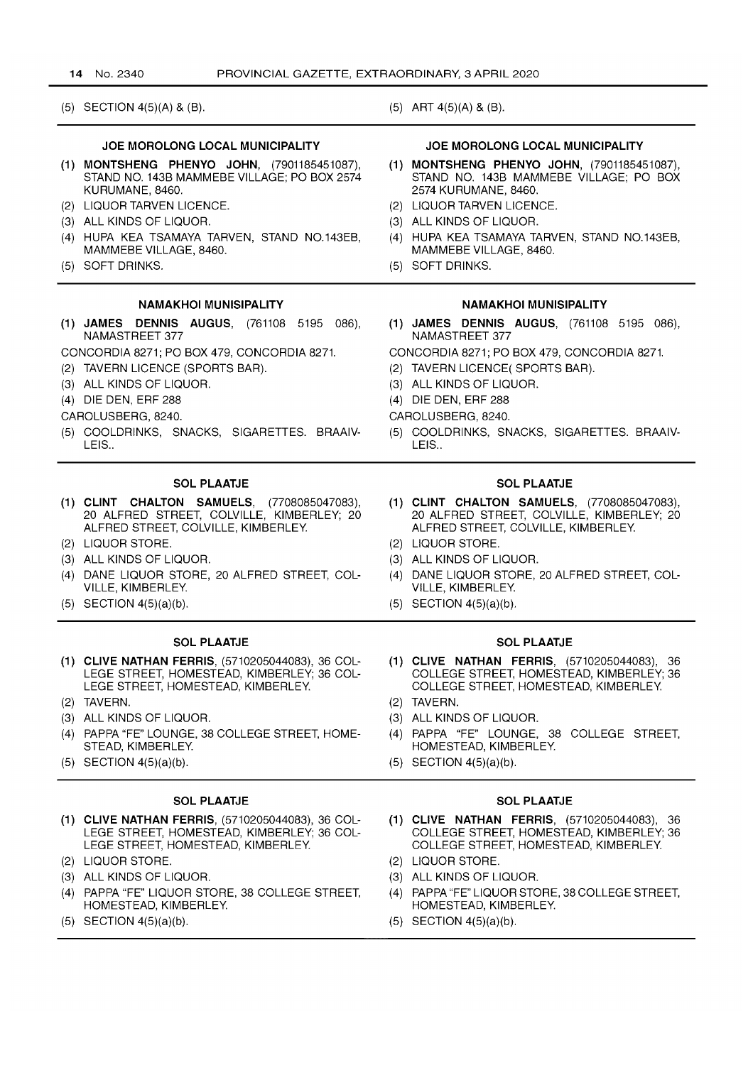(5) SECTION 4(5)(A) & (B).

(5) ART 4(5)(A) & (B).

---

**JOE MOROLONG LOCAL MUNICIPALITY**

(1) **MONTSHENG PHENYO JOHN**, (7901185451087), STAND NO. 143B MAMMEBE VILLAGE; PO BOX 2574 KURUMANE, 8460.
(2) LIQUOR TARVEN LICENCE.
(3) ALL KINDS OF LIQUOR.
(4) HUPA KEA TSAMAYA TARVEN, STAND NO.143EB, MAMMEBE VILLAGE, 8460.
(5) SOFT DRINKS.

**JOE MOROLONG LOCAL MUNICIPALITY**

(1) **MONTSHENG PHENYO JOHN**, (7901185451087), STAND NO. 143B MAMMEBE VILLAGE; PO BOX 2574 KURUMANE, 8460.
(2) LIQUOR TARVEN LICENCE.
(3) ALL KINDS OF LIQUOR.
(4) HUPA KEA TSAMAYA TARVEN, STAND NO.143EB, MAMMEBE VILLAGE, 8460.
(5) SOFT DRINKS.

---

**NAMAKHOI MUNISIPALITY**

(1) **JAMES DENNIS AUGUS**, (761108 5195 086), NAMASTREET 377
CONCORDIA 8271; PO BOX 479, CONCORDIA 8271.
(2) TAVERN LICENCE (SPORTS BAR).
(3) ALL KINDS OF LIQUOR.
(4) DIE DEN, ERF 288
CAROLUSBERG, 8240.
(5) COOLDRINKS, SNACKS, SIGARETTES. BRAAIVLEIS..

**NAMAKHOI MUNISIPALITY**

(1) **JAMES DENNIS AUGUS**, (761108 5195 086), NAMASTREET 377
CONCORDIA 8271; PO BOX 479, CONCORDIA 8271.
(2) TAVERN LICENCE( SPORTS BAR).
(3) ALL KINDS OF LIQUOR.
(4) DIE DEN, ERF 288
CAROLUSBERG, 8240.
(5) COOLDRINKS, SNACKS, SIGARETTES. BRAAIVLEIS..

---

**SOL PLAATJE**

(1) **CLINT CHALTON SAMUELS**, (7708085047083), 20 ALFRED STREET, COLVILLE, KIMBERLEY; 20 ALFRED STREET, COLVILLE, KIMBERLEY.
(2) LIQUOR STORE.
(3) ALL KINDS OF LIQUOR.
(4) DANE LIQUOR STORE, 20 ALFRED STREET, COLVILLE, KIMBERLEY.
(5) SECTION 4(5)(a)(b).

**SOL PLAATJE**

(1) **CLINT CHALTON SAMUELS**, (7708085047083), 20 ALFRED STREET, COLVILLE, KIMBERLEY; 20 ALFRED STREET, COLVILLE, KIMBERLEY.
(2) LIQUOR STORE.
(3) ALL KINDS OF LIQUOR.
(4) DANE LIQUOR STORE, 20 ALFRED STREET, COLVILLE, KIMBERLEY.
(5) SECTION 4(5)(a)(b).

---

**SOL PLAATJE**

(1) **CLIVE NATHAN FERRIS**, (5710205044083), 36 COLLEGE STREET, HOMESTEAD, KIMBERLEY; 36 COLLEGE STREET, HOMESTEAD, KIMBERLEY.
(2) TAVERN.
(3) ALL KINDS OF LIQUOR.
(4) PAPPA "FE" LOUNGE, 38 COLLEGE STREET, HOMESTEAD, KIMBERLEY.
(5) SECTION 4(5)(a)(b).

**SOL PLAATJE**

(1) **CLIVE NATHAN FERRIS**, (5710205044083), 36 COLLEGE STREET, HOMESTEAD, KIMBERLEY; 36 COLLEGE STREET, HOMESTEAD, KIMBERLEY.
(2) TAVERN.
(3) ALL KINDS OF LIQUOR.
(4) PAPPA "FE" LOUNGE, 38 COLLEGE STREET, HOMESTEAD, KIMBERLEY.
(5) SECTION 4(5)(a)(b).

---

**SOL PLAATJE**

(1) **CLIVE NATHAN FERRIS**, (5710205044083), 36 COLLEGE STREET, HOMESTEAD, KIMBERLEY; 36 COLLEGE STREET, HOMESTEAD, KIMBERLEY.
(2) LIQUOR STORE.
(3) ALL KINDS OF LIQUOR.
(4) PAPPA "FE" LIQUOR STORE, 38 COLLEGE STREET, HOMESTEAD, KIMBERLEY.
(5) SECTION 4(5)(a)(b).

**SOL PLAATJE**

(1) **CLIVE NATHAN FERRIS**, (5710205044083), 36 COLLEGE STREET, HOMESTEAD, KIMBERLEY; 36 COLLEGE STREET, HOMESTEAD, KIMBERLEY.
(2) LIQUOR STORE.
(3) ALL KINDS OF LIQUOR.
(4) PAPPA "FE" LIQUOR STORE, 38 COLLEGE STREET, HOMESTEAD, KIMBERLEY.
(5) SECTION 4(5)(a)(b).